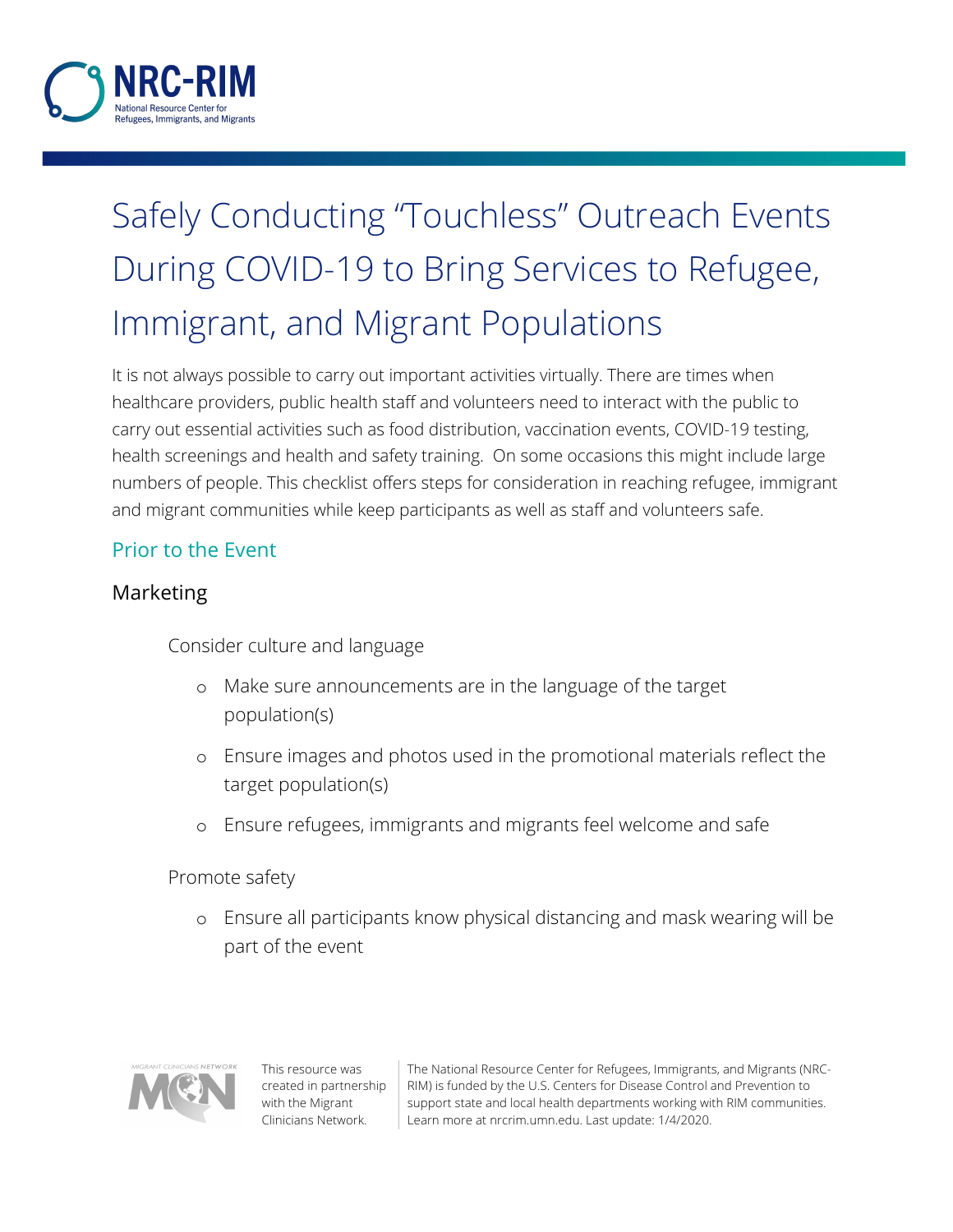# Safely Conducting "Touchless" Outreach Events During COVID-19 to Bring Services to Refugee, Immigrant, and Migrant Populations

It is not always possible to carry out important activities virtually. There are times when healthcare providers, public health staff and volunteers need to interact with the public to carry out essential activities such as food distribution, vaccination events, COVID-19 testing, health screenings and health and safety training. On some occasions this might include large numbers of people. This checklist offers steps for consideration in reaching refugee, immigrant and migrant communities while keep participants as well as staff and volunteers safe.

## Prior to the Event

### Marketing

Consider culture and language

- Make sure announcements are in the language of the target population(s)
- Ensure images and photos used in the promotional materials reflect the target population(s)
- Ensure refugees, immigrants and migrants feel welcome and safe

Promote safety

- Ensure all participants know physical distancing and mask wearing will be part of the event

This resource was created in partnership with the Migrant Clinicians Network.

The National Resource Center for Refugees, Immigrants, and Migrants (NRC-RIM) is funded by the U.S. Centers for Disease Control and Prevention to support state and local health departments working with RIM communities. Learn more at nrcrim.umn.edu. Last update: 1/4/2020.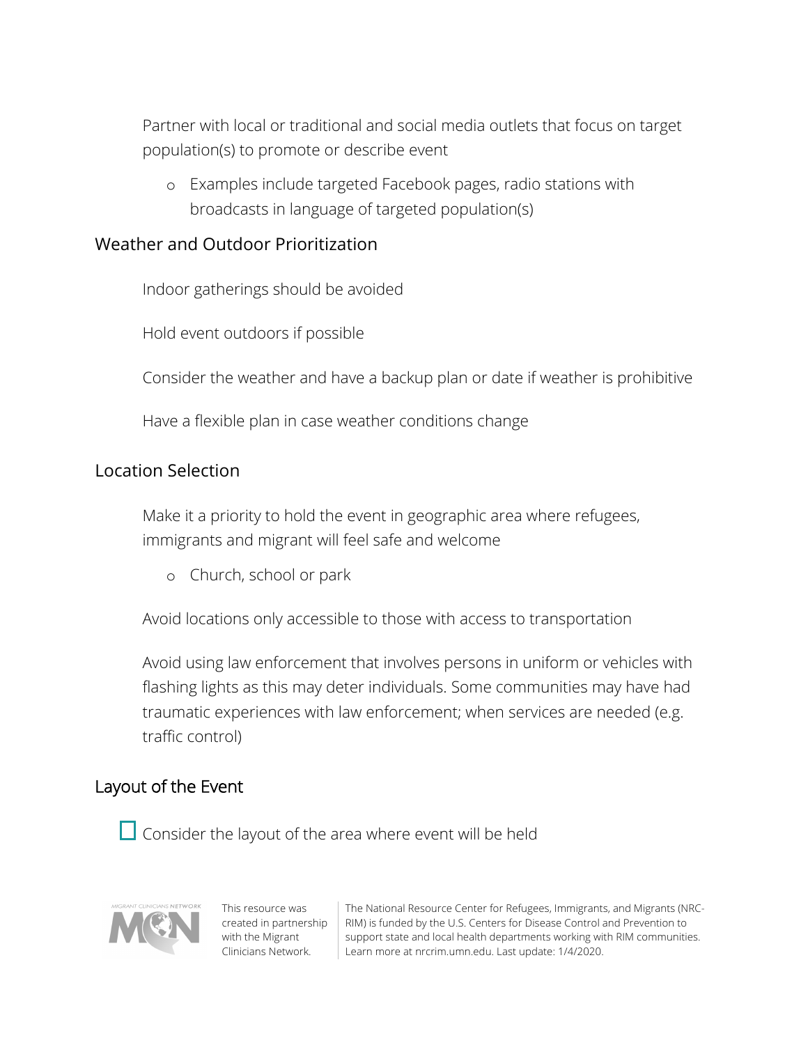- Partner with local or traditional and social media outlets that focus on target population(s) to promote or describe event
    - Examples include targeted Facebook pages, radio stations with broadcasts in language of targeted population(s)

## Weather and Outdoor Prioritization

- Indoor gatherings should be avoided
- Hold event outdoors if possible
- Consider the weather and have a backup plan or date if weather is prohibitive
- Have a flexible plan in case weather conditions change

## Location Selection

- Make it a priority to hold the event in geographic area where refugees, immigrants and migrant will feel safe and welcome
    - Church, school or park
- Avoid locations only accessible to those with access to transportation
- Avoid using law enforcement that involves persons in uniform or vehicles with flashing lights as this may deter individuals. Some communities may have had traumatic experiences with law enforcement; when services are needed (e.g. traffic control)

## Layout of the Event

- [ ] Consider the layout of the area where event will be held

This resource was created in partnership with the Migrant Clinicians Network.

The National Resource Center for Refugees, Immigrants, and Migrants (NRC-RIM) is funded by the U.S. Centers for Disease Control and Prevention to support state and local health departments working with RIM communities. Learn more at nrcrim.umn.edu. Last update: 1/4/2020.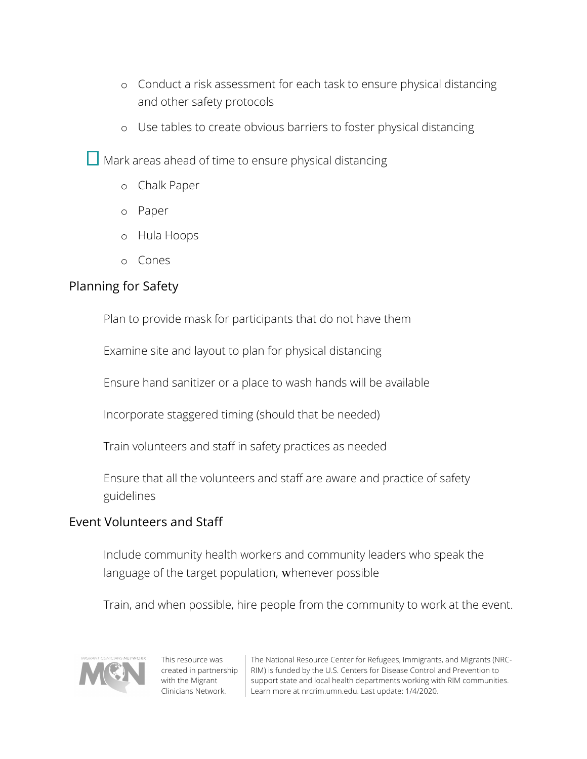- Conduct a risk assessment for each task to ensure physical distancing and other safety protocols
- Use tables to create obvious barriers to foster physical distancing

- [ ] Mark areas ahead of time to ensure physical distancing
    - Chalk Paper
    - Paper
    - Hula Hoops
    - Cones

## Planning for Safety

Plan to provide mask for participants that do not have them

Examine site and layout to plan for physical distancing

Ensure hand sanitizer or a place to wash hands will be available

Incorporate staggered timing (should that be needed)

Train volunteers and staff in safety practices as needed

Ensure that all the volunteers and staff are aware and practice of safety guidelines

## Event Volunteers and Staff

Include community health workers and community leaders who speak the language of the target population, whenever possible

Train, and when possible, hire people from the community to work at the event.

This resource was created in partnership with the Migrant Clinicians Network.

The National Resource Center for Refugees, Immigrants, and Migrants (NRC-RIM) is funded by the U.S. Centers for Disease Control and Prevention to support state and local health departments working with RIM communities. Learn more at nrcrim.umn.edu. Last update: 1/4/2020.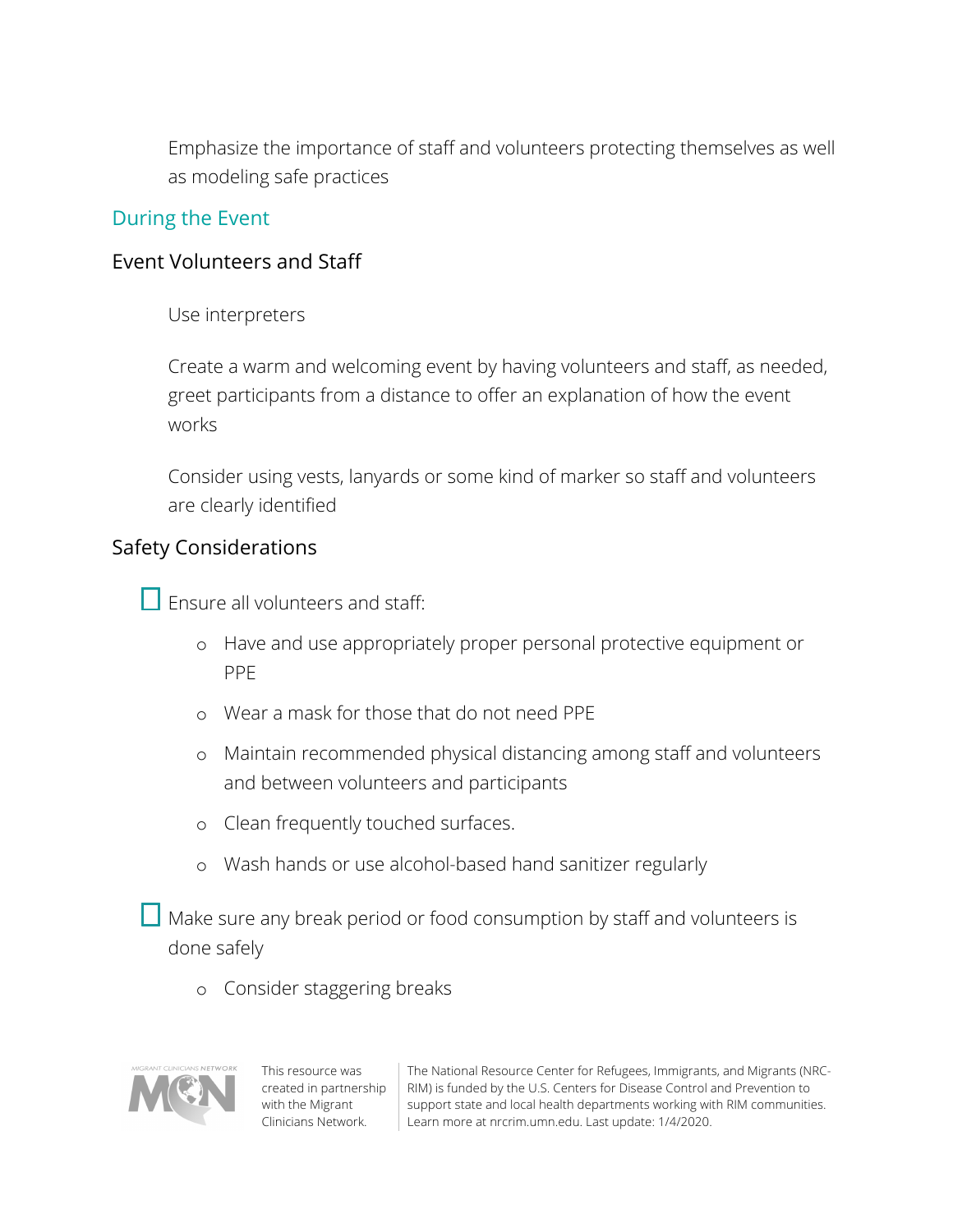Emphasize the importance of staff and volunteers protecting themselves as well as modeling safe practices

## During the Event

### Event Volunteers and Staff

Use interpreters

Create a warm and welcoming event by having volunteers and staff, as needed, greet participants from a distance to offer an explanation of how the event works

Consider using vests, lanyards or some kind of marker so staff and volunteers are clearly identified

### Safety Considerations

- [ ] Ensure all volunteers and staff:
  - Have and use appropriately proper personal protective equipment or PPE
  - Wear a mask for those that do not need PPE
  - Maintain recommended physical distancing among staff and volunteers and between volunteers and participants
  - Clean frequently touched surfaces.
  - Wash hands or use alcohol-based hand sanitizer regularly
- [ ] Make sure any break period or food consumption by staff and volunteers is done safely
  - Consider staggering breaks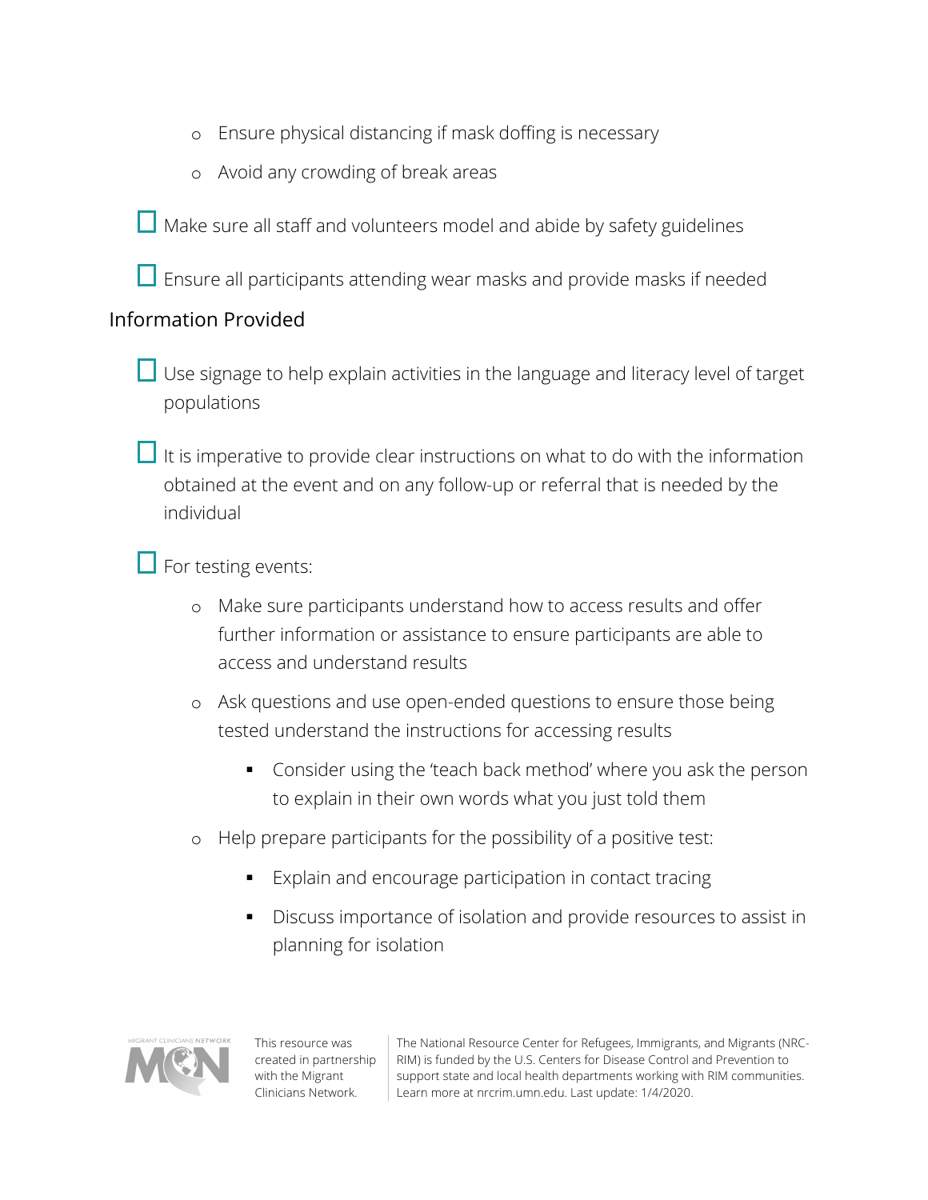- Ensure physical distancing if mask doffing is necessary
  - Avoid any crowding of break areas

- [ ] Make sure all staff and volunteers model and abide by safety guidelines
- [ ] Ensure all participants attending wear masks and provide masks if needed

## Information Provided

- [ ] Use signage to help explain activities in the language and literacy level of target populations
- [ ] It is imperative to provide clear instructions on what to do with the information obtained at the event and on any follow-up or referral that is needed by the individual
- [ ] For testing events:
  - Make sure participants understand how to access results and offer further information or assistance to ensure participants are able to access and understand results
  - Ask questions and use open-ended questions to ensure those being tested understand the instructions for accessing results
    - Consider using the 'teach back method' where you ask the person to explain in their own words what you just told them
  - Help prepare participants for the possibility of a positive test:
    - Explain and encourage participation in contact tracing
    - Discuss importance of isolation and provide resources to assist in planning for isolation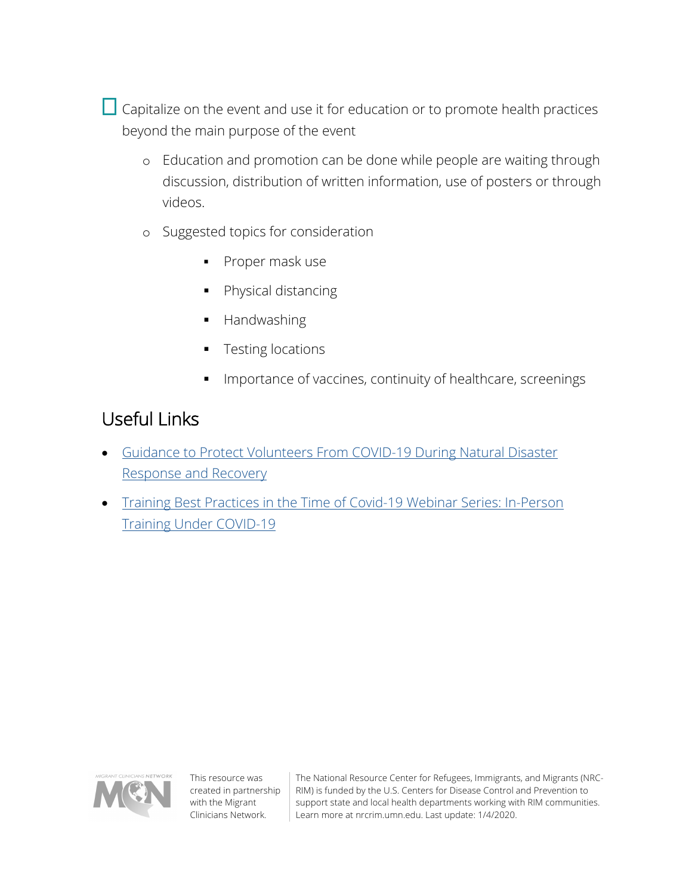- [ ] Capitalize on the event and use it for education or to promote health practices beyond the main purpose of the event
    - Education and promotion can be done while people are waiting through discussion, distribution of written information, use of posters or through videos.
    - Suggested topics for consideration
        - Proper mask use
        - Physical distancing
        - Handwashing
        - Testing locations
        - Importance of vaccines, continuity of healthcare, screenings

## Useful Links

- Guidance to Protect Volunteers From COVID-19 During Natural Disaster Response and Recovery
- Training Best Practices in the Time of Covid-19 Webinar Series: In-Person Training Under COVID-19

This resource was created in partnership with the Migrant Clinicians Network.

The National Resource Center for Refugees, Immigrants, and Migrants (NRC-RIM) is funded by the U.S. Centers for Disease Control and Prevention to support state and local health departments working with RIM communities. Learn more at nrcrim.umn.edu. Last update: 1/4/2020.